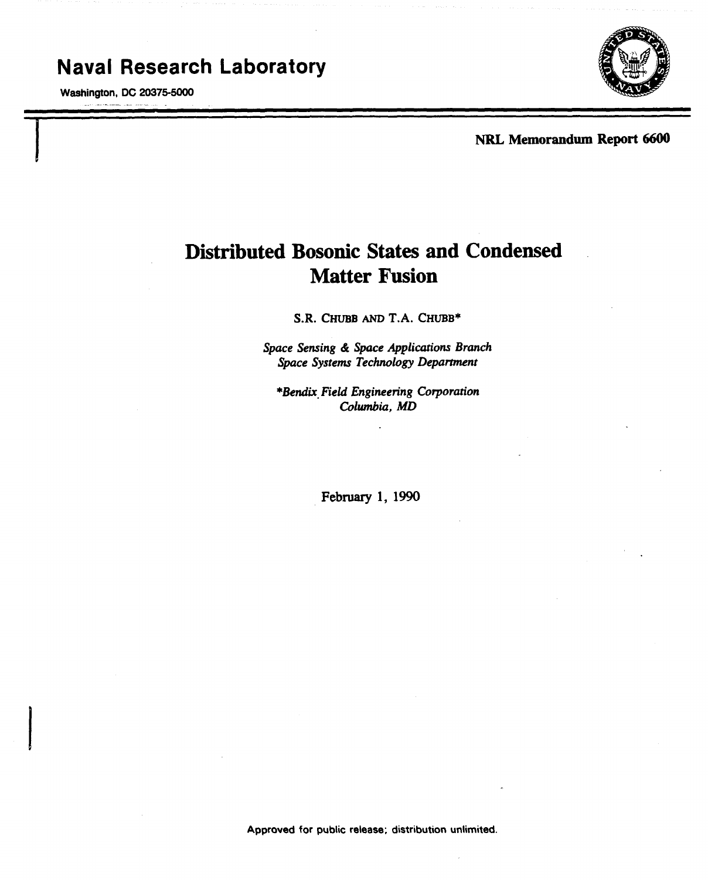**Naval Research Laboratory**

Washington, DC 20375-5000

**NRL Memorandum Report 6600**

# Distributed Bosonic States and Condensed Matter Fusion

S.R. CHUBB AND T.A. CHUBB*

*Space Sensing & Space Applications Branch*
*Space Systems Technology Department*

**Bendix Field Engineering Corporation*
*Columbia, MD*

February 1, 1990

Approved for public release; distribution unlimited.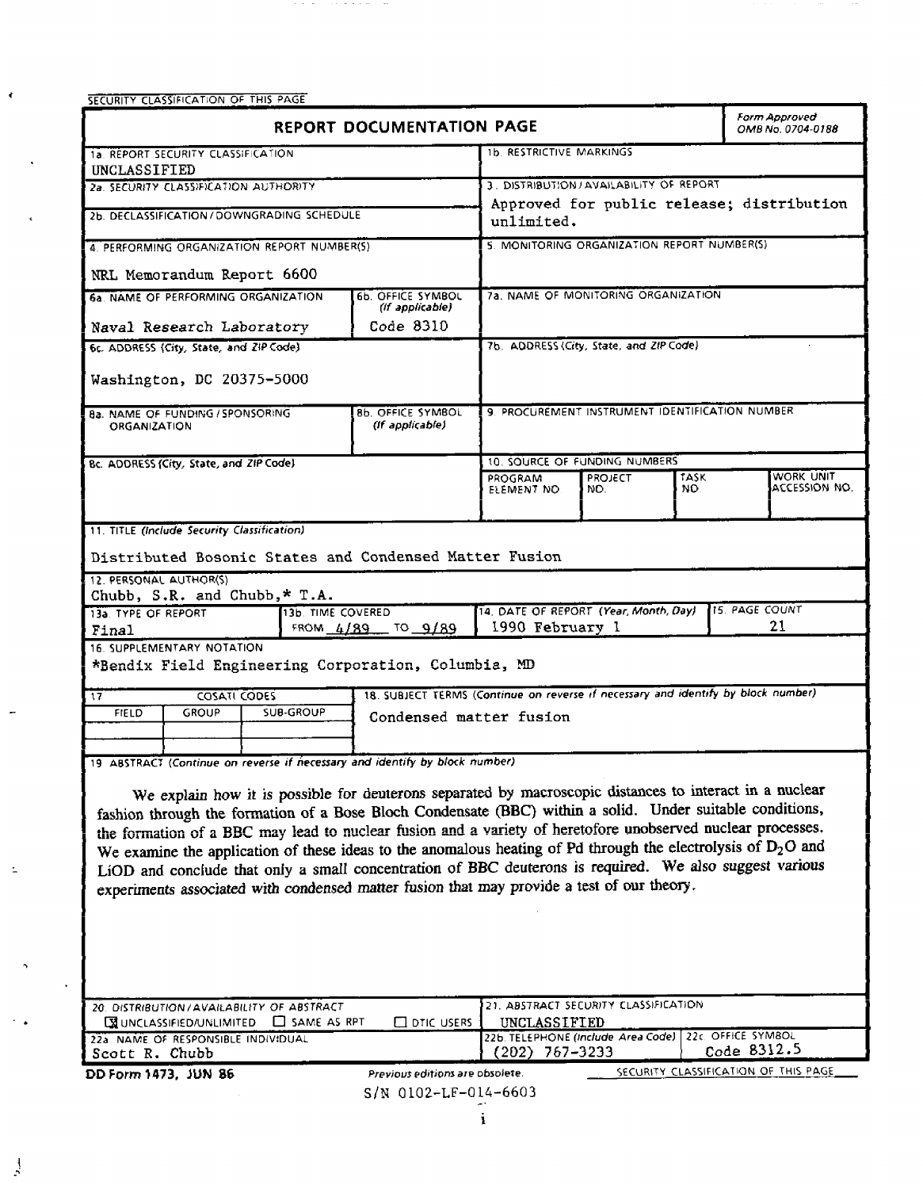SECURITY CLASSIFICATION OF THIS PAGE

# REPORT DOCUMENTATION PAGE

*Form Approved OMB No. 0704-0188*

| Field | Content |
|---|---|
| 1a. REPORT SECURITY CLASSIFICATION | UNCLASSIFIED |
| 1b. RESTRICTIVE MARKINGS | |
| 2a. SECURITY CLASSIFICATION AUTHORITY | |
| 2b. DECLASSIFICATION / DOWNGRADING SCHEDULE | |
| 3. DISTRIBUTION / AVAILABILITY OF REPORT | Approved for public release; distribution unlimited. |
| 4. PERFORMING ORGANIZATION REPORT NUMBER(S) | NRL Memorandum Report 6600 |
| 5. MONITORING ORGANIZATION REPORT NUMBER(S) | |
| 6a. NAME OF PERFORMING ORGANIZATION | Naval Research Laboratory |
| 6b. OFFICE SYMBOL (If applicable) | Code 8310 |
| 6c. ADDRESS (City, State, and ZIP Code) | Washington, DC 20375-5000 |
| 7a. NAME OF MONITORING ORGANIZATION | |
| 7b. ADDRESS (City, State, and ZIP Code) | |
| 8a. NAME OF FUNDING / SPONSORING ORGANIZATION | |
| 8b. OFFICE SYMBOL (If applicable) | |
| 8c. ADDRESS (City, State, and ZIP Code) | |
| 9. PROCUREMENT INSTRUMENT IDENTIFICATION NUMBER | |
| 10. SOURCE OF FUNDING NUMBERS | PROGRAM ELEMENT NO. / PROJECT NO. / TASK NO. / WORK UNIT ACCESSION NO. |
| 11. TITLE (Include Security Classification) | Distributed Bosonic States and Condensed Matter Fusion |
| 12. PERSONAL AUTHOR(S) | Chubb, S.R. and Chubb,* T.A. |
| 13a. TYPE OF REPORT | Final |
| 13b. TIME COVERED | FROM 4/89 TO 9/89 |
| 14. DATE OF REPORT (Year, Month, Day) | 1990 February 1 |
| 15. PAGE COUNT | 21 |
| 16. SUPPLEMENTARY NOTATION | *Bendix Field Engineering Corporation, Columbia, MD |
| 17. COSATI CODES | FIELD / GROUP / SUB-GROUP |
| 18. SUBJECT TERMS (Continue on reverse if necessary and identify by block number) | Condensed matter fusion |

**19. ABSTRACT** *(Continue on reverse if necessary and identify by block number)*

We explain how it is possible for deuterons separated by macroscopic distances to interact in a nuclear fashion through the formation of a Bose Bloch Condensate (BBC) within a solid. Under suitable conditions, the formation of a BBC may lead to nuclear fusion and a variety of heretofore unobserved nuclear processes. We examine the application of these ideas to the anomalous heating of Pd through the electrolysis of $D_2O$ and LiOD and conclude that only a small concentration of BBC deuterons is required. We also suggest various experiments associated with condensed matter fusion that may provide a test of our theory.

| Field | Content |
|---|---|
| 20. DISTRIBUTION / AVAILABILITY OF ABSTRACT | ☒ UNCLASSIFIED/UNLIMITED ☐ SAME AS RPT ☐ DTIC USERS |
| 21. ABSTRACT SECURITY CLASSIFICATION | UNCLASSIFIED |
| 22a. NAME OF RESPONSIBLE INDIVIDUAL | Scott R. Chubb |
| 22b. TELEPHONE (Include Area Code) | (202) 767-3233 |
| 22c. OFFICE SYMBOL | Code 8312.5 |

DD Form 1473, JUN 86 — Previous editions are obsolete. — SECURITY CLASSIFICATION OF THIS PAGE

S/N 0102-LF-014-6603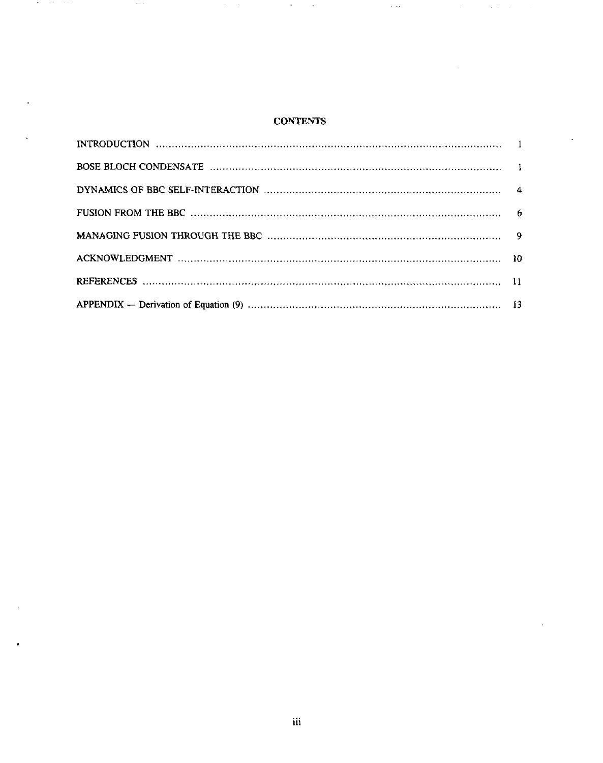## CONTENTS

| | |
|---|---|
| INTRODUCTION | 1 |
| BOSE BLOCH CONDENSATE | 1 |
| DYNAMICS OF BBC SELF-INTERACTION | 4 |
| FUSION FROM THE BBC | 6 |
| MANAGING FUSION THROUGH THE BBC | 9 |
| ACKNOWLEDGMENT | 10 |
| REFERENCES | 11 |
| APPENDIX — Derivation of Equation (9) | 13 |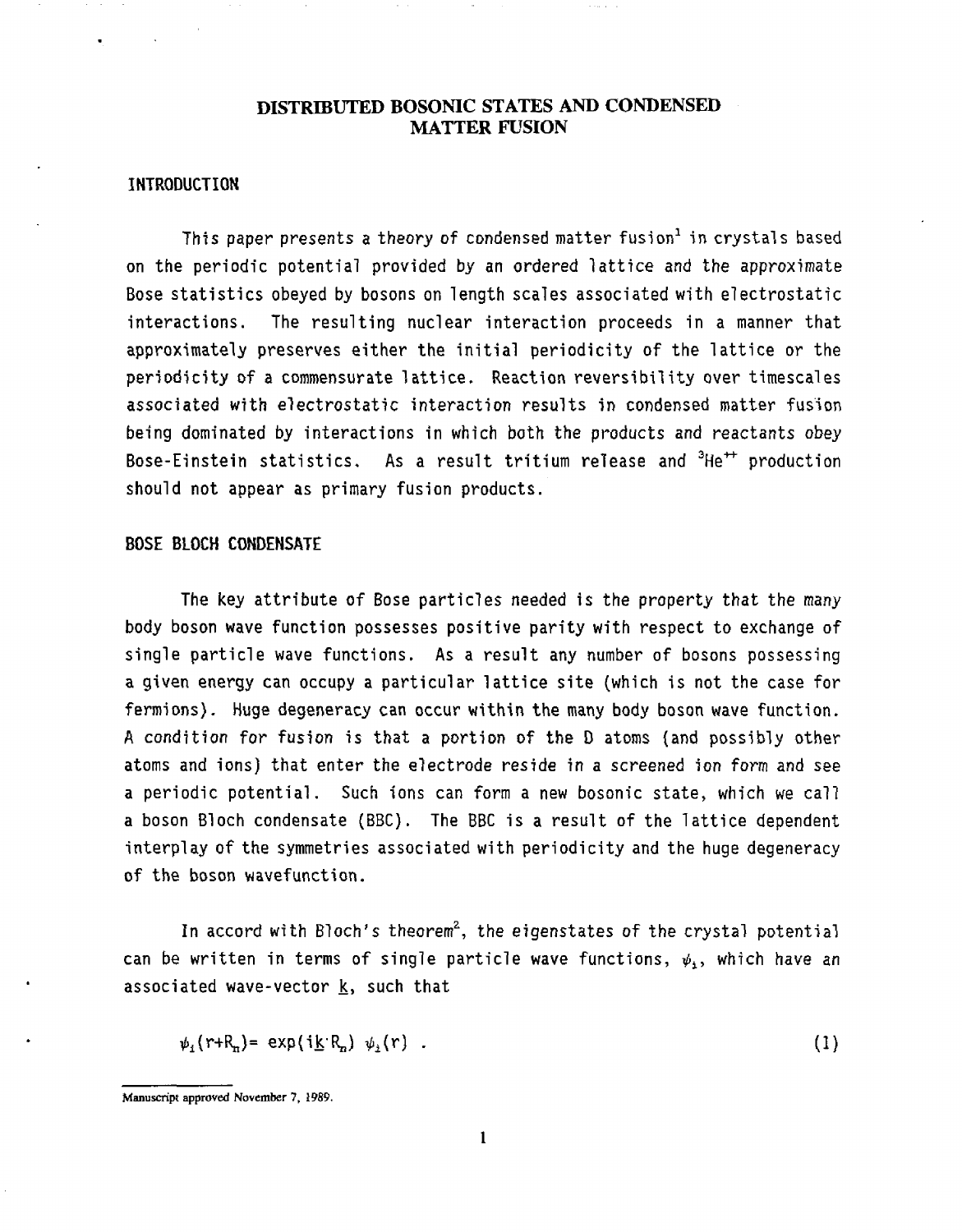# DISTRIBUTED BOSONIC STATES AND CONDENSED MATTER FUSION

## INTRODUCTION

This paper presents a theory of condensed matter fusion[1] in crystals based on the periodic potential provided by an ordered lattice and the approximate Bose statistics obeyed by bosons on length scales associated with electrostatic interactions. The resulting nuclear interaction proceeds in a manner that approximately preserves either the initial periodicity of the lattice or the periodicity of a commensurate lattice. Reaction reversibility over timescales associated with electrostatic interaction results in condensed matter fusion being dominated by interactions in which both the products and reactants obey Bose-Einstein statistics. As a result tritium release and $^3He^{++}$ production should not appear as primary fusion products.

## BOSE BLOCH CONDENSATE

The key attribute of Bose particles needed is the property that the many body boson wave function possesses positive parity with respect to exchange of single particle wave functions. As a result any number of bosons possessing a given energy can occupy a particular lattice site (which is not the case for fermions). Huge degeneracy can occur within the many body boson wave function. A condition for fusion is that a portion of the D atoms (and possibly other atoms and ions) that enter the electrode reside in a screened ion form and see a periodic potential. Such ions can form a new bosonic state, which we call a boson Bloch condensate (BBC). The BBC is a result of the lattice dependent interplay of the symmetries associated with periodicity and the huge degeneracy of the boson wavefunction.

In accord with Bloch's theorem[2], the eigenstates of the crystal potential can be written in terms of single particle wave functions, $\psi_i$, which have an associated wave-vector $\underline{k}$, such that

$$\psi_i(r+R_n) = \exp(i\underline{k}\cdot R_n)\ \psi_i(r) \ . \tag{1}$$

---

Manuscript approved November 7, 1989.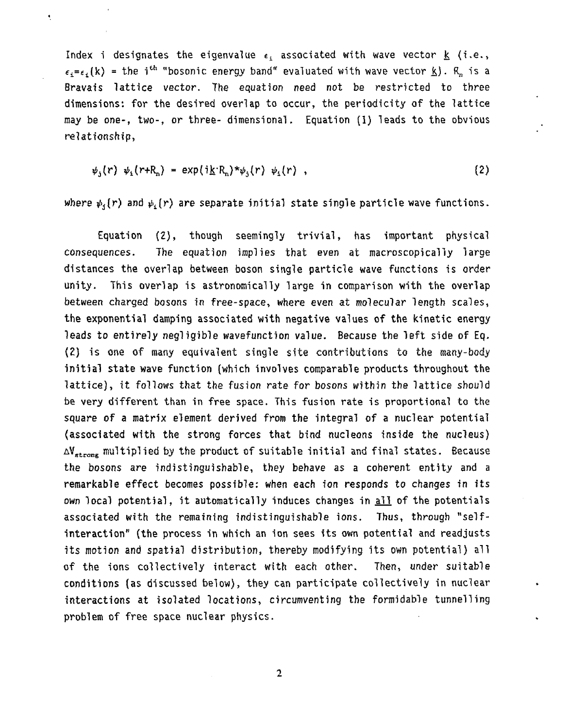Index i designates the eigenvalue $\epsilon_i$ associated with wave vector $\underline{k}$ (i.e., $\epsilon_i=\epsilon_i(k)$ = the $i^{th}$ "bosonic energy band" evaluated with wave vector $\underline{k}$). $R_n$ is a Bravais lattice vector. The equation need not be restricted to three dimensions: for the desired overlap to occur, the periodicity of the lattice may be one-, two-, or three- dimensional. Equation (1) leads to the obvious relationship,

$$\psi_j(r)\ \psi_i(r+R_n) = \exp(i\underline{k}\cdot R_n)*\psi_j(r)\ \psi_i(r)\ , \tag{2}$$

where $\psi_j(r)$ and $\psi_i(r)$ are separate initial state single particle wave functions.

Equation (2), though seemingly trivial, has important physical consequences. The equation implies that even at macroscopically large distances the overlap between boson single particle wave functions is order unity. This overlap is astronomically large in comparison with the overlap between charged bosons in free-space, where even at molecular length scales, the exponential damping associated with negative values of the kinetic energy leads to entirely negligible wavefunction value. Because the left side of Eq. (2) is one of many equivalent single site contributions to the many-body initial state wave function (which involves comparable products throughout the lattice), it follows that the fusion rate for bosons within the lattice should be very different than in free space. This fusion rate is proportional to the square of a matrix element derived from the integral of a nuclear potential (associated with the strong forces that bind nucleons inside the nucleus) $\Delta V_{strong}$ multiplied by the product of suitable initial and final states. Because the bosons are indistinguishable, they behave as a coherent entity and a remarkable effect becomes possible: when each ion responds to changes in its own local potential, it automatically induces changes in <u>all</u> of the potentials associated with the remaining indistinguishable ions. Thus, through "self-interaction" (the process in which an ion sees its own potential and readjusts its motion and spatial distribution, thereby modifying its own potential) all of the ions collectively interact with each other. Then, under suitable conditions (as discussed below), they can participate collectively in nuclear interactions at isolated locations, circumventing the formidable tunnelling problem of free space nuclear physics.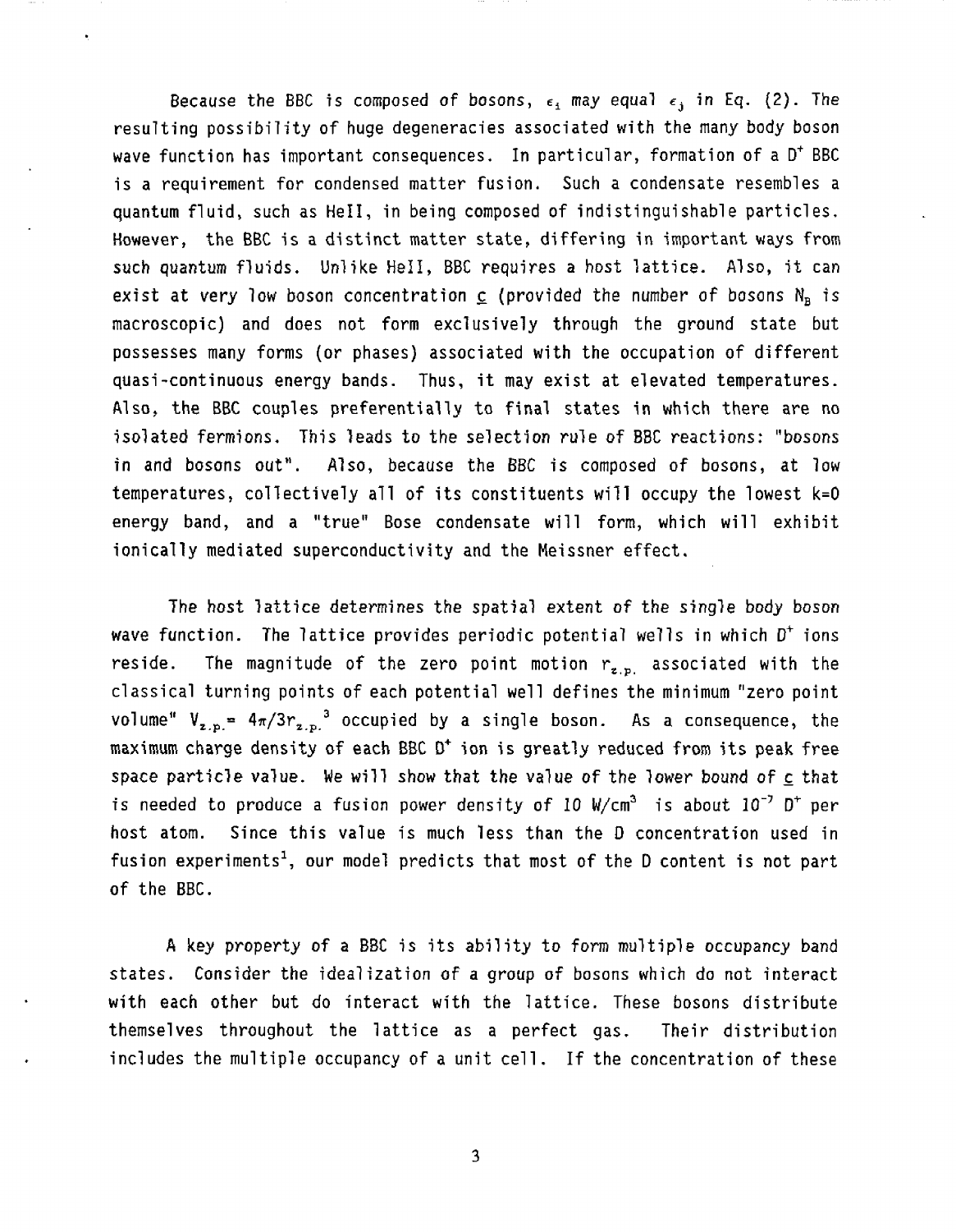Because the BBC is composed of bosons, $\epsilon_i$ may equal $\epsilon_j$ in Eq. (2). The resulting possibility of huge degeneracies associated with the many body boson wave function has important consequences. In particular, formation of a $D^+$ BBC is a requirement for condensed matter fusion. Such a condensate resembles a quantum fluid, such as HeII, in being composed of indistinguishable particles. However, the BBC is a distinct matter state, differing in important ways from such quantum fluids. Unlike HeII, BBC requires a host lattice. Also, it can exist at very low boson concentration $\underline{c}$ (provided the number of bosons $N_B$ is macroscopic) and does not form exclusively through the ground state but possesses many forms (or phases) associated with the occupation of different quasi-continuous energy bands. Thus, it may exist at elevated temperatures. Also, the BBC couples preferentially to final states in which there are no isolated fermions. This leads to the selection rule of BBC reactions: "bosons in and bosons out". Also, because the BBC is composed of bosons, at low temperatures, collectively all of its constituents will occupy the lowest k=0 energy band, and a "true" Bose condensate will form, which will exhibit ionically mediated superconductivity and the Meissner effect.

The host lattice determines the spatial extent of the single body boson wave function. The lattice provides periodic potential wells in which $D^+$ ions reside. The magnitude of the zero point motion $r_{z.p.}$ associated with the classical turning points of each potential well defines the minimum "zero point volume" $V_{z.p.} = 4\pi/3 r_{z.p.}^3$ occupied by a single boson. As a consequence, the maximum charge density of each BBC $D^+$ ion is greatly reduced from its peak free space particle value. We will show that the value of the lower bound of $\underline{c}$ that is needed to produce a fusion power density of 10 W/cm$^3$ is about $10^{-7}$ $D^+$ per host atom. Since this value is much less than the D concentration used in fusion experiments[1], our model predicts that most of the D content is not part of the BBC.

A key property of a BBC is its ability to form multiple occupancy band states. Consider the idealization of a group of bosons which do not interact with each other but do interact with the lattice. These bosons distribute themselves throughout the lattice as a perfect gas. Their distribution includes the multiple occupancy of a unit cell. If the concentration of these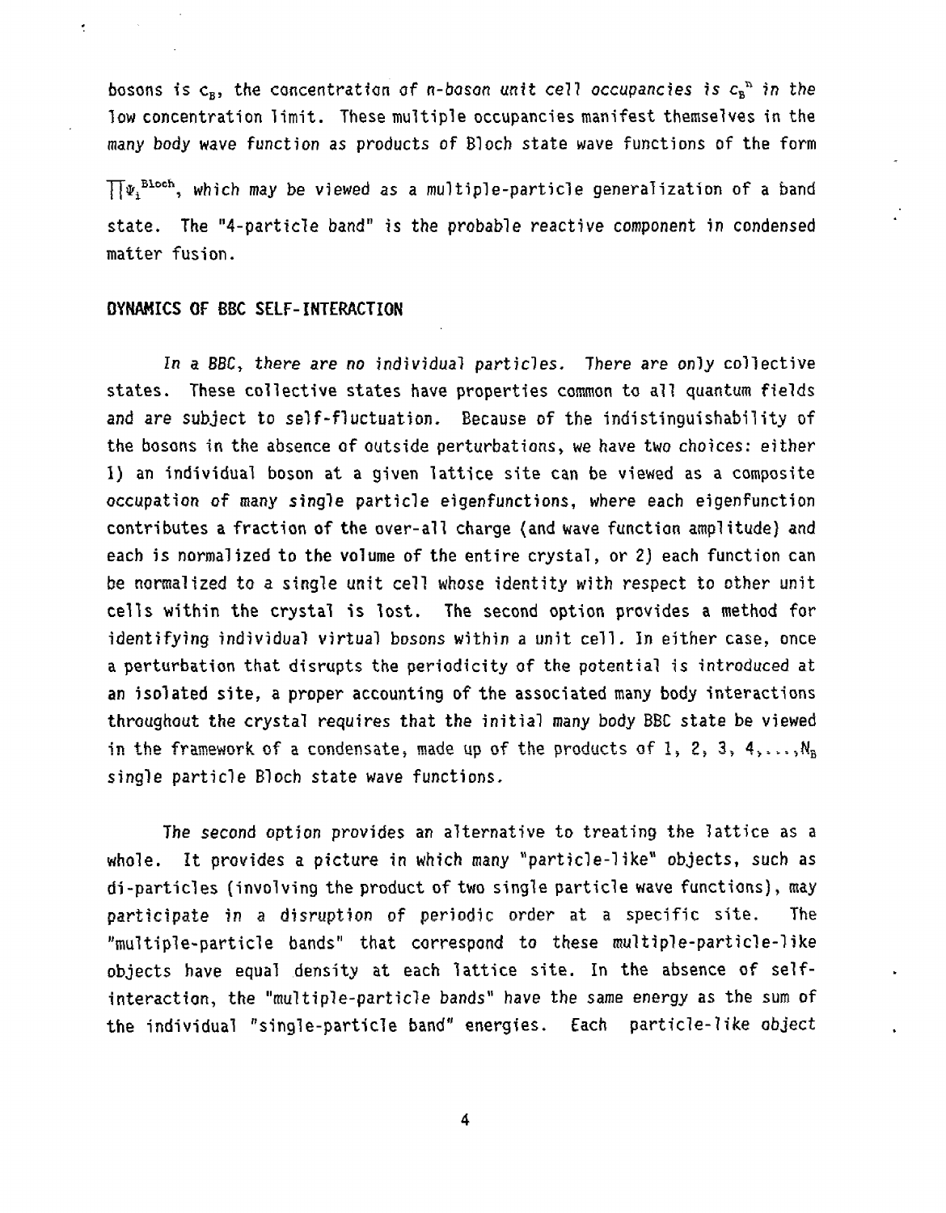bosons is $c_B$, the concentration of *n-boson unit cell occupancies is $c_B^n$ in the* low concentration limit. These multiple occupancies manifest themselves in the many body wave function as products of Bloch state wave functions of the form $\prod \Psi_i^{Bloch}$, which may be viewed as a multiple-particle generalization of a band state. The "4-particle band" is the probable reactive component in condensed matter fusion.

## DYNAMICS OF BBC SELF-INTERACTION

*In a BBC, there are no individual particles.* There are only collective states. These collective states have properties common to all quantum fields and are subject to self-fluctuation. Because of the indistinguishability of the bosons in the absence of outside perturbations, we have two choices: either 1) an individual boson at a given lattice site can be viewed as a composite occupation of many single particle eigenfunctions, where each eigenfunction contributes a fraction of the over-all charge (and wave function amplitude) and each is normalized to the volume of the entire crystal, or 2) each function can be normalized to a single unit cell whose identity with respect to other unit cells within the crystal is lost. The second option provides a method for identifying individual virtual bosons within a unit cell. In either case, once a perturbation that disrupts the periodicity of the potential is introduced at an isolated site, a proper accounting of the associated many body interactions throughout the crystal requires that the initial many body BBC state be viewed in the framework of a condensate, made up of the products of 1, 2, 3, 4,...,$N_B$ single particle Bloch state wave functions.

The second option provides an alternative to treating the lattice as a whole. It provides a picture in which many "particle-like" objects, such as di-particles (involving the product of two single particle wave functions), may participate in a disruption of periodic order at a specific site. The "multiple-particle bands" that correspond to these multiple-particle-like objects have equal density at each lattice site. In the absence of self-interaction, the "multiple-particle bands" have the same energy as the sum of the individual "single-particle band" energies. Each particle-like object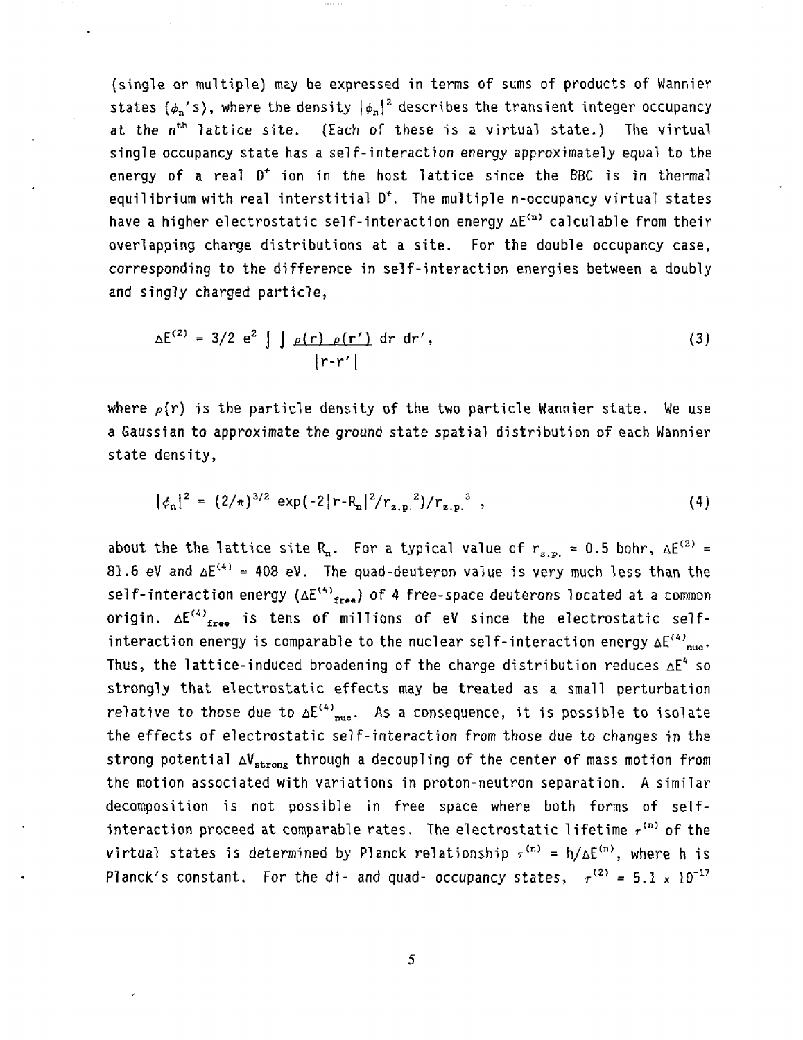(single or multiple) may be expressed in terms of sums of products of Wannier states ($\phi_n$'s), where the density $|\phi_n|^2$ describes the transient integer occupancy at the $n^{th}$ lattice site. (Each of these is a virtual state.) The virtual single occupancy state has a self-interaction energy approximately equal to the energy of a real $D^+$ ion in the host lattice since the BBC is in thermal equilibrium with real interstitial $D^+$. The multiple n-occupancy virtual states have a higher electrostatic self-interaction energy $\Delta E^{(n)}$ calculable from their overlapping charge distributions at a site. For the double occupancy case, corresponding to the difference in self-interaction energies between a doubly and singly charged particle,

$$\Delta E^{(2)} = 3/2\ e^2 \int\int \frac{\rho(r)\ \rho(r')}{|r-r'|}\ dr\ dr', \tag{3}$$

where $\rho(r)$ is the particle density of the two particle Wannier state. We use a Gaussian to approximate the ground state spatial distribution of each Wannier state density,

$$|\phi_n|^2 = (2/\pi)^{3/2} \exp(-2|r-R_n|^2/r_{z.p.}^{\ 2})/r_{z.p.}^{\ 3}\ , \tag{4}$$

about the the lattice site $R_n$. For a typical value of $r_{z.p.} = 0.5$ bohr, $\Delta E^{(2)} = 81.6$ eV and $\Delta E^{(4)} = 408$ eV. The quad-deuteron value is very much less than the self-interaction energy ($\Delta E^{(4)}_{free}$) of 4 free-space deuterons located at a common origin. $\Delta E^{(4)}_{free}$ is tens of millions of eV since the electrostatic self-interaction energy is comparable to the nuclear self-interaction energy $\Delta E^{(4)}_{nuc}$. Thus, the lattice-induced broadening of the charge distribution reduces $\Delta E^4$ so strongly that electrostatic effects may be treated as a small perturbation relative to those due to $\Delta E^{(4)}_{nuc}$. As a consequence, it is possible to isolate the effects of electrostatic self-interaction from those due to changes in the strong potential $\Delta V_{strong}$ through a decoupling of the center of mass motion from the motion associated with variations in proton-neutron separation. A similar decomposition is not possible in free space where both forms of self-interaction proceed at comparable rates. The electrostatic lifetime $\tau^{(n)}$ of the virtual states is determined by Planck relationship $\tau^{(n)} = h/\Delta E^{(n)}$, where h is Planck's constant. For the di- and quad- occupancy states, $\tau^{(2)} = 5.1 \times 10^{-17}$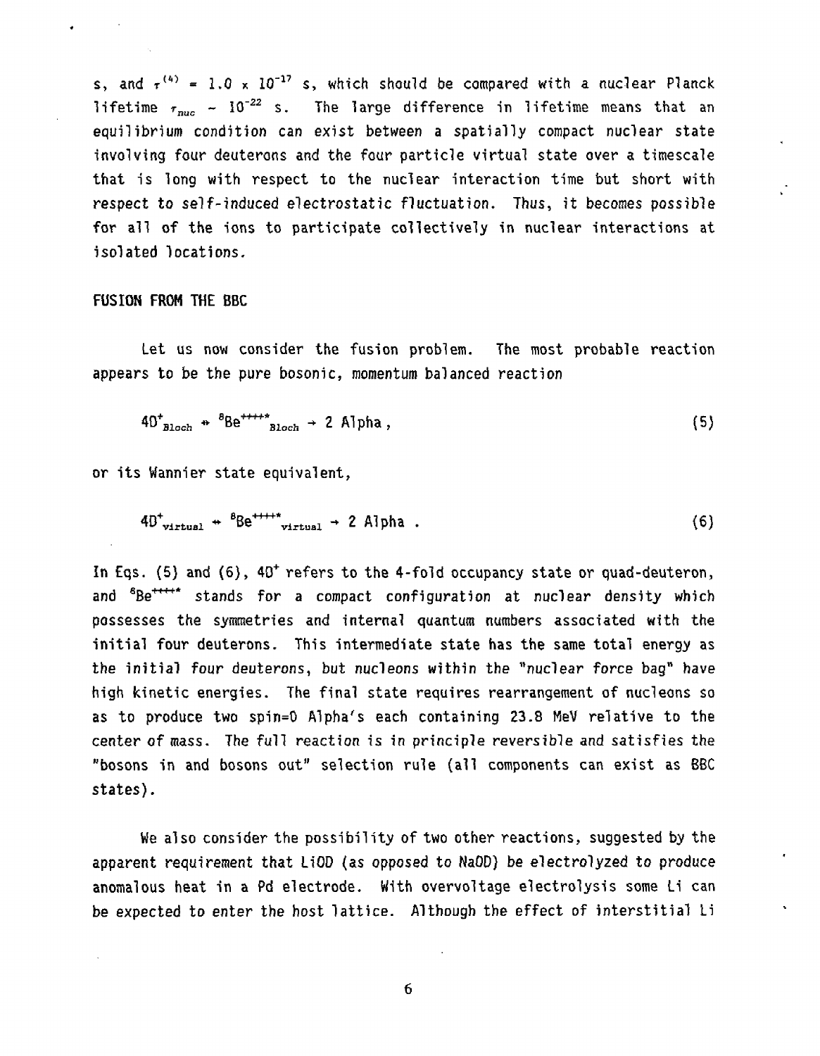s, and $\tau^{(4)} = 1.0 \times 10^{-17}$ s, which should be compared with a nuclear Planck lifetime $\tau_{nuc} \sim 10^{-22}$ s. The large difference in lifetime means that an equilibrium condition can exist between a spatially compact nuclear state involving four deuterons and the four particle virtual state over a timescale that is long with respect to the nuclear interaction time but short with respect to self-induced electrostatic fluctuation. Thus, it becomes possible for all of the ions to participate collectively in nuclear interactions at isolated locations.

## FUSION FROM THE BBC

Let us now consider the fusion problem. The most probable reaction appears to be the pure bosonic, momentum balanced reaction

$$4D^{+}_{Bloch} \leftrightarrow {}^{8}Be^{++++*}_{Bloch} \rightarrow 2 \text{ Alpha}, \tag{5}$$

or its Wannier state equivalent,

$$4D^{+}_{virtual} \leftrightarrow {}^{8}Be^{++++*}_{virtual} \rightarrow 2 \text{ Alpha} . \tag{6}$$

In Eqs. (5) and (6), $4D^{+}$ refers to the 4-fold occupancy state or quad-deuteron, and ${}^{8}Be^{++++*}$ stands for a compact configuration at nuclear density which possesses the symmetries and internal quantum numbers associated with the initial four deuterons. This intermediate state has the same total energy as the initial four deuterons, but nucleons within the "nuclear force bag" have high kinetic energies. The final state requires rearrangement of nucleons so as to produce two spin=0 Alpha's each containing 23.8 MeV relative to the center of mass. The full reaction is in principle reversible and satisfies the "bosons in and bosons out" selection rule (all components can exist as BBC states).

We also consider the possibility of two other reactions, suggested by the apparent requirement that LiOD (as opposed to NaOD) be electrolyzed to produce anomalous heat in a Pd electrode. With overvoltage electrolysis some Li can be expected to enter the host lattice. Although the effect of interstitial Li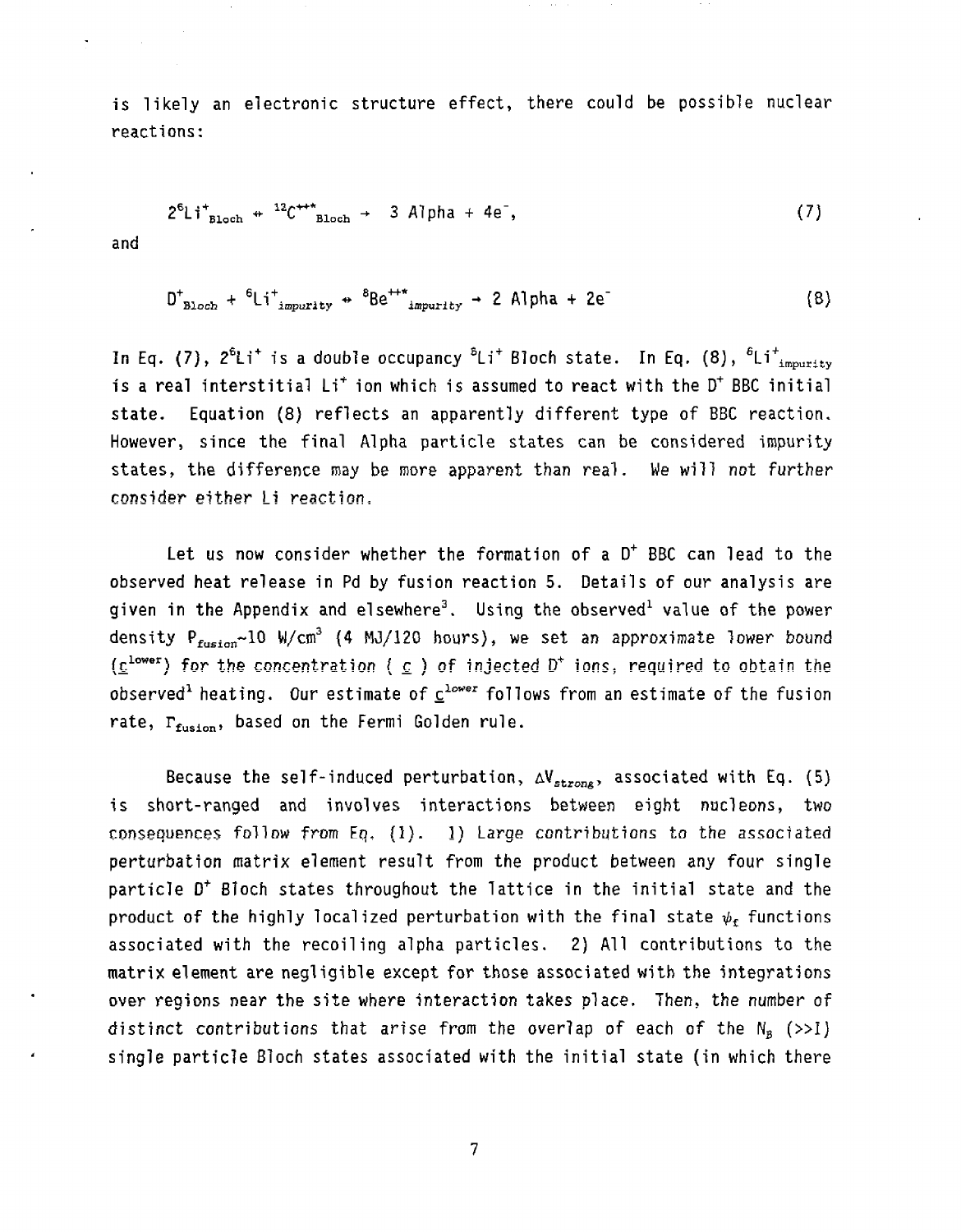is likely an electronic structure effect, there could be possible nuclear reactions:

$$2^6Li^+_{Bloch} + {}^{12}C^{++*}_{Bloch} \rightarrow 3 \text{ Alpha} + 4e^-, \tag{7}$$

and

$$D^+_{Bloch} + {}^6Li^+_{impurity} \rightarrow {}^8Be^{++*}_{impurity} \rightarrow 2 \text{ Alpha} + 2e^- \tag{8}$$

In Eq. (7), $2^6Li^+$ is a double occupancy $^6Li^+$ Bloch state. In Eq. (8), $^6Li^+_{impurity}$ is a real interstitial $Li^+$ ion which is assumed to react with the $D^+$ BBC initial state. Equation (8) reflects an apparently different type of BBC reaction. However, since the final Alpha particle states can be considered impurity states, the difference may be more apparent than real. We will not further consider either Li reaction.

Let us now consider whether the formation of a $D^+$ BBC can lead to the observed heat release in Pd by fusion reaction 5. Details of our analysis are given in the Appendix and elsewhere[3]. Using the observed[1] value of the power density $P_{fusion} \sim 10$ W/cm$^3$ (4 MJ/120 hours), we set an approximate lower bound ($\underline{c}^{lower}$) for the concentration ( $\underline{c}$ ) of injected $D^+$ ions, required to obtain the observed[1] heating. Our estimate of $\underline{c}^{lower}$ follows from an estimate of the fusion rate, $\Gamma_{fusion}$, based on the Fermi Golden rule.

Because the self-induced perturbation, $\Delta V_{strong}$, associated with Eq. (5) is short-ranged and involves interactions between eight nucleons, two consequences follow from Eq. (1). 1) Large contributions to the associated perturbation matrix element result from the product between any four single particle $D^+$ Bloch states throughout the lattice in the initial state and the product of the highly localized perturbation with the final state $\psi_f$ functions associated with the recoiling alpha particles. 2) All contributions to the matrix element are negligible except for those associated with the integrations over regions near the site where interaction takes place. Then, the number of distinct contributions that arise from the overlap of each of the $N_B$ (>>1) single particle Bloch states associated with the initial state (in which there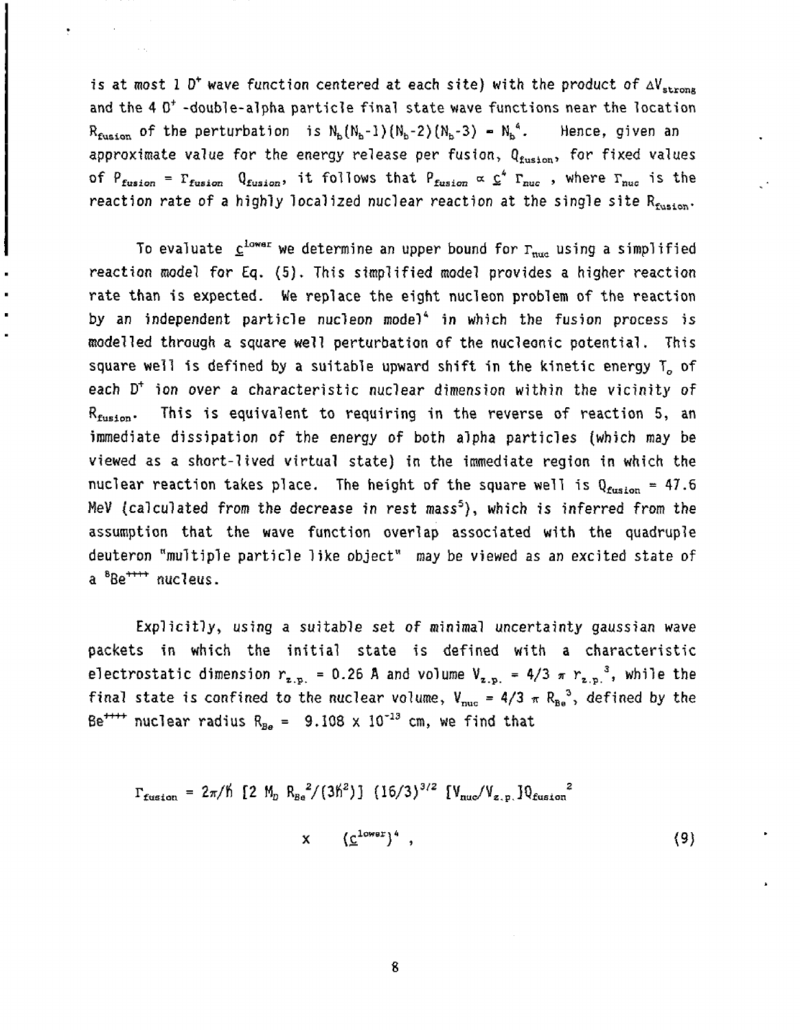is at most 1 $D^+$ wave function centered at each site) with the product of $\Delta V_{strong}$ and the 4 $D^+$ -double-alpha particle final state wave functions near the location $R_{fusion}$ of the perturbation is $N_b(N_b-1)(N_b-2)(N_b-3) \approx N_b^4$. Hence, given an approximate value for the energy release per fusion, $Q_{fusion}$, for fixed values of $P_{fusion} = \Gamma_{fusion} \; Q_{fusion}$, it follows that $P_{fusion} \propto \underline{c}^4 \; \Gamma_{nuc}$, where $\Gamma_{nuc}$ is the reaction rate of a highly localized nuclear reaction at the single site $R_{fusion}$.

To evaluate $\underline{c}^{lower}$ we determine an upper bound for $\Gamma_{nuc}$ using a simplified reaction model for Eq. (5). This simplified model provides a higher reaction rate than is expected. We replace the eight nucleon problem of the reaction by an independent particle nucleon model[4] in which the fusion process is modelled through a square well perturbation of the nucleonic potential. This square well is defined by a suitable upward shift in the kinetic energy $T_o$ of each $D^+$ ion over a characteristic nuclear dimension within the vicinity of $R_{fusion}$. This is equivalent to requiring in the reverse of reaction 5, an immediate dissipation of the energy of both alpha particles (which may be viewed as a short-lived virtual state) in the immediate region in which the nuclear reaction takes place. The height of the square well is $Q_{fusion}$ = 47.6 MeV (calculated from the decrease in rest mass[5]), which is inferred from the assumption that the wave function overlap associated with the quadruple deuteron "multiple particle like object" may be viewed as an excited state of a $^8Be^{++++}$ nucleus.

Explicitly, using a suitable set of minimal uncertainty gaussian wave packets in which the initial state is defined with a characteristic electrostatic dimension $r_{z.p.}$ = 0.26 Å and volume $V_{z.p.} = 4/3 \; \pi \; r_{z.p.}^3$, while the final state is confined to the nuclear volume, $V_{nuc} = 4/3 \; \pi \; R_{Be}^3$, defined by the $Be^{++++}$ nuclear radius $R_{Be}$ = $9.108 \times 10^{-13}$ cm, we find that

$$\Gamma_{fusion} = 2\pi/\hbar \; [2 \; M_D \; R_{Be}^2/(3\hbar^2)] \; (16/3)^{3/2} \; [V_{nuc}/V_{z.p.}] Q_{fusion}^2$$

$$\times \quad (\underline{c}^{lower})^4 \; , \tag{9}$$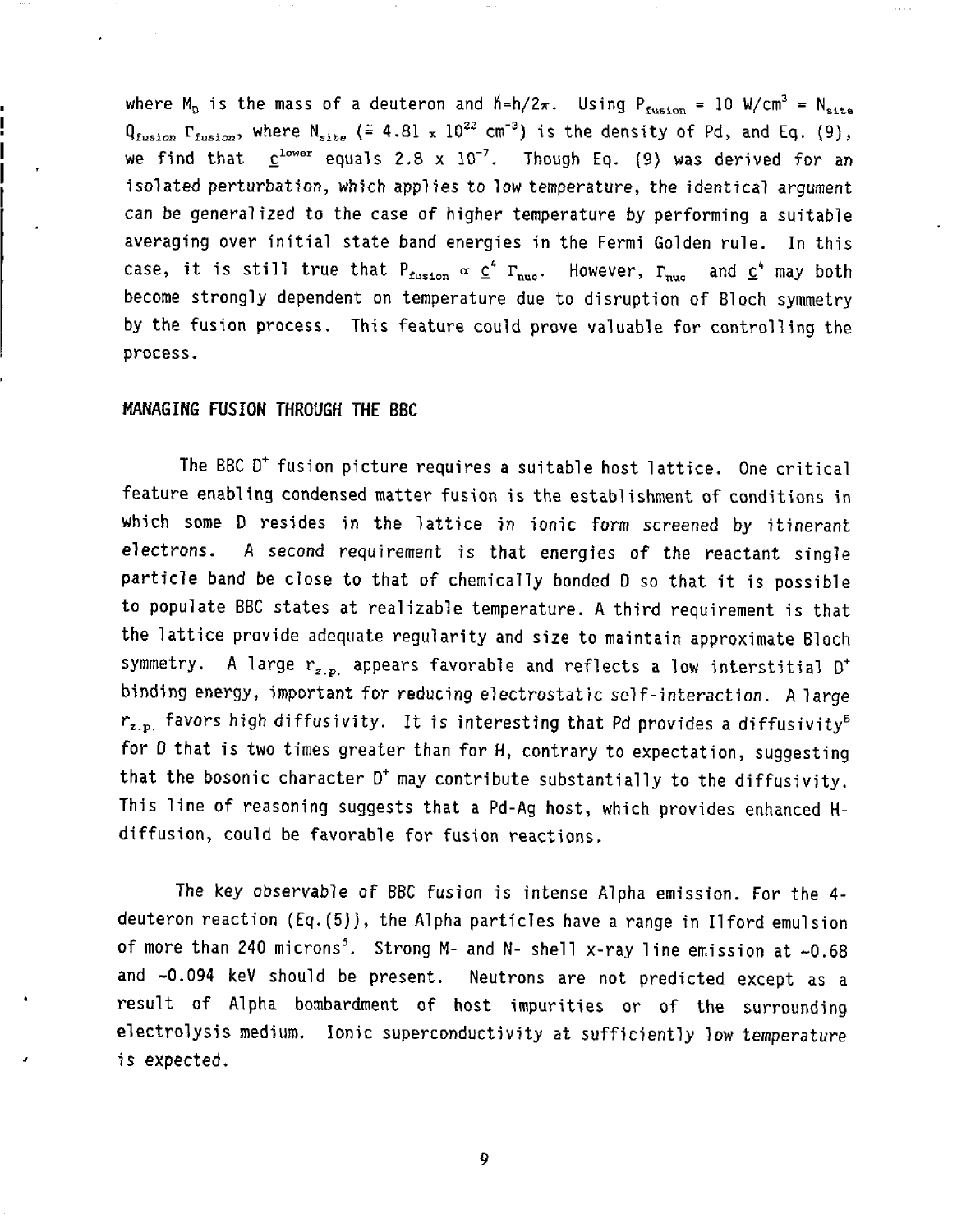where $M_D$ is the mass of a deuteron and $\hbar = h/2\pi$. Using $P_{fusion} = 10\ W/cm^3 = N_{site}\ Q_{fusion}\ \Gamma_{fusion}$, where $N_{site}$ ($\cong 4.81 \times 10^{22}\ cm^{-3}$) is the density of Pd, and Eq. (9), we find that $\underline{c}^{lower}$ equals $2.8 \times 10^{-7}$. Though Eq. (9) was derived for an isolated perturbation, which applies to low temperature, the identical argument can be generalized to the case of higher temperature by performing a suitable averaging over initial state band energies in the Fermi Golden rule. In this case, it is still true that $P_{fusion} \propto \underline{c}^4\ \Gamma_{nuc}$. However, $\Gamma_{nuc}$ and $\underline{c}^4$ may both become strongly dependent on temperature due to disruption of Bloch symmetry by the fusion process. This feature could prove valuable for controlling the process.

## MANAGING FUSION THROUGH THE BBC

The BBC $D^+$ fusion picture requires a suitable host lattice. One critical feature enabling condensed matter fusion is the establishment of conditions in which some D resides in the lattice in ionic form screened by itinerant electrons. A second requirement is that energies of the reactant single particle band be close to that of chemically bonded D so that it is possible to populate BBC states at realizable temperature. A third requirement is that the lattice provide adequate regularity and size to maintain approximate Bloch symmetry. A large $r_{z.p.}$ appears favorable and reflects a low interstitial $D^+$ binding energy, important for reducing electrostatic self-interaction. A large $r_{z.p.}$ favors high diffusivity. It is interesting that Pd provides a diffusivity[6] for D that is two times greater than for H, contrary to expectation, suggesting that the bosonic character $D^+$ may contribute substantially to the diffusivity. This line of reasoning suggests that a Pd-Ag host, which provides enhanced H-diffusion, could be favorable for fusion reactions.

The key observable of BBC fusion is intense Alpha emission. For the 4-deuteron reaction (Eq.(5)), the Alpha particles have a range in Ilford emulsion of more than 240 microns[5]. Strong M- and N- shell x-ray line emission at ~0.68 and ~0.094 keV should be present. Neutrons are not predicted except as a result of Alpha bombardment of host impurities or of the surrounding electrolysis medium. Ionic superconductivity at sufficiently low temperature is expected.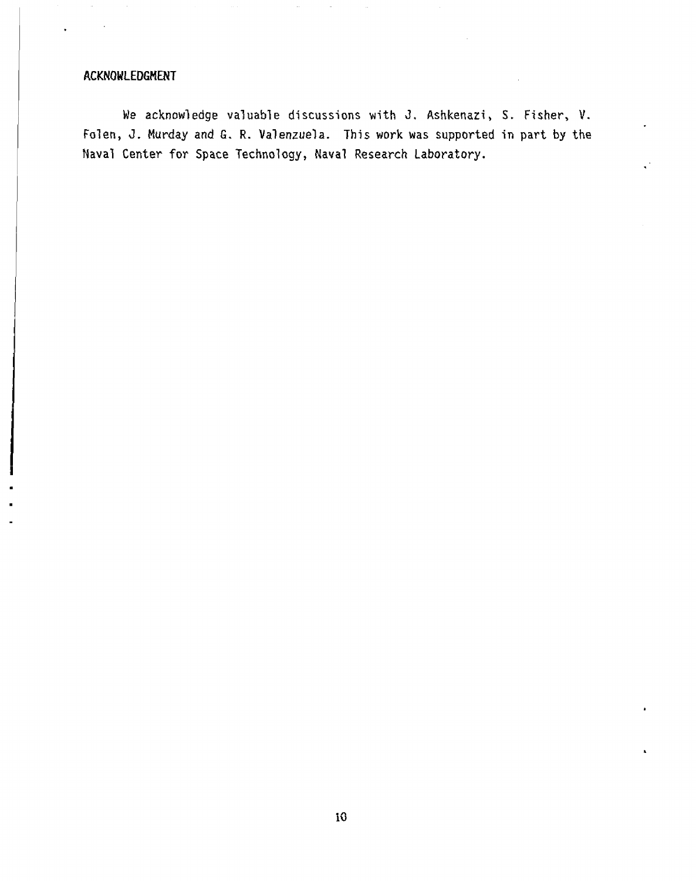## ACKNOWLEDGMENT

We acknowledge valuable discussions with J. Ashkenazi, S. Fisher, V. Folen, J. Murday and G. R. Valenzuela. This work was supported in part by the Naval Center for Space Technology, Naval Research Laboratory.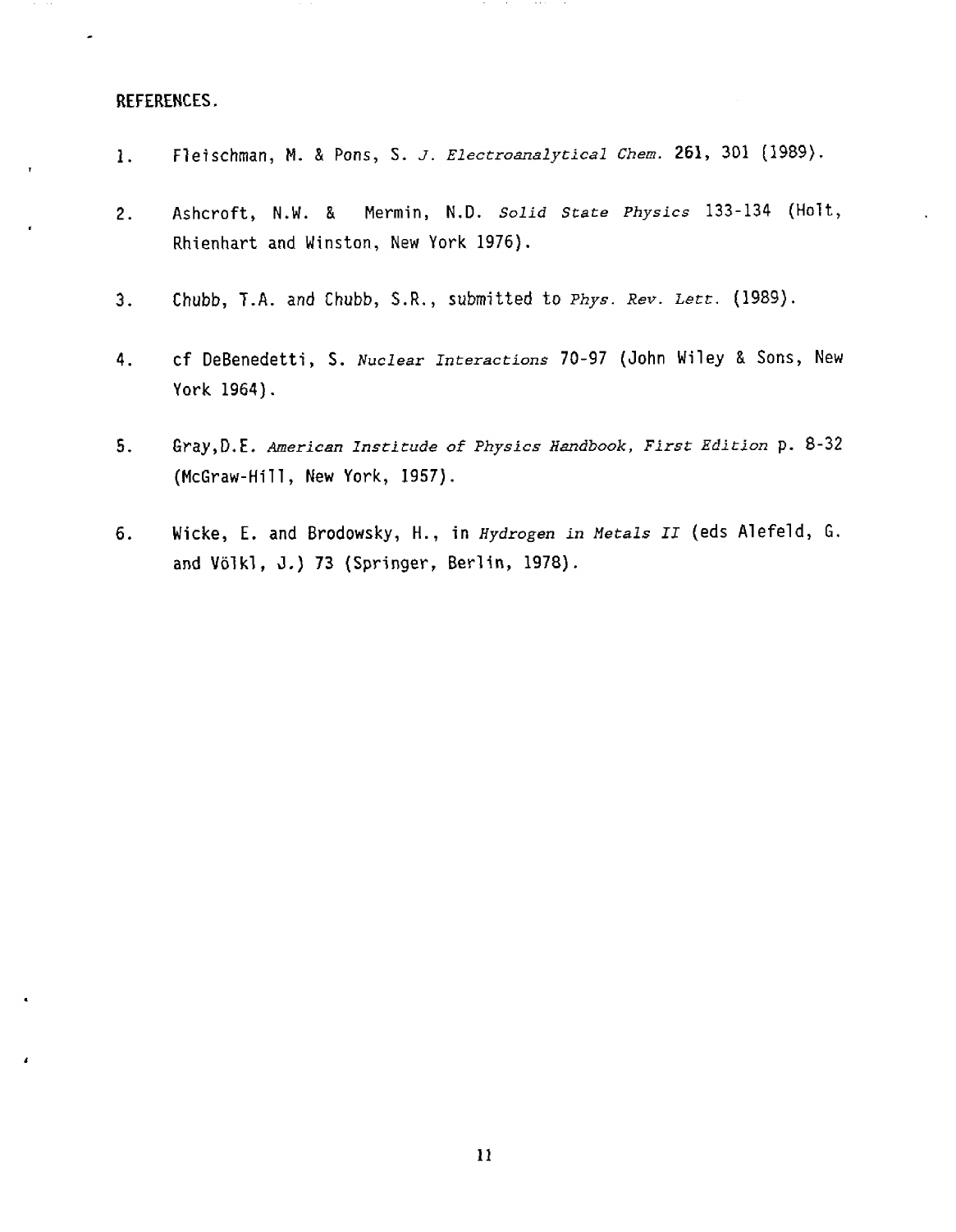## REFERENCES.

1. Fleischman, M. & Pons, S. *J. Electroanalytical Chem.* **261**, 301 (1989).

2. Ashcroft, N.W. & Mermin, N.D. *Solid State Physics* 133-134 (Holt, Rhienhart and Winston, New York 1976).

3. Chubb, T.A. and Chubb, S.R., submitted to *Phys. Rev. Lett.* (1989).

4. cf DeBenedetti, S. *Nuclear Interactions* 70-97 (John Wiley & Sons, New York 1964).

5. Gray,D.E. *American Institude of Physics Handbook, First Edition* p. 8-32 (McGraw-Hill, New York, 1957).

6. Wicke, E. and Brodowsky, H., in *Hydrogen in Metals II* (eds Alefeld, G. and Völkl, J.) 73 (Springer, Berlin, 1978).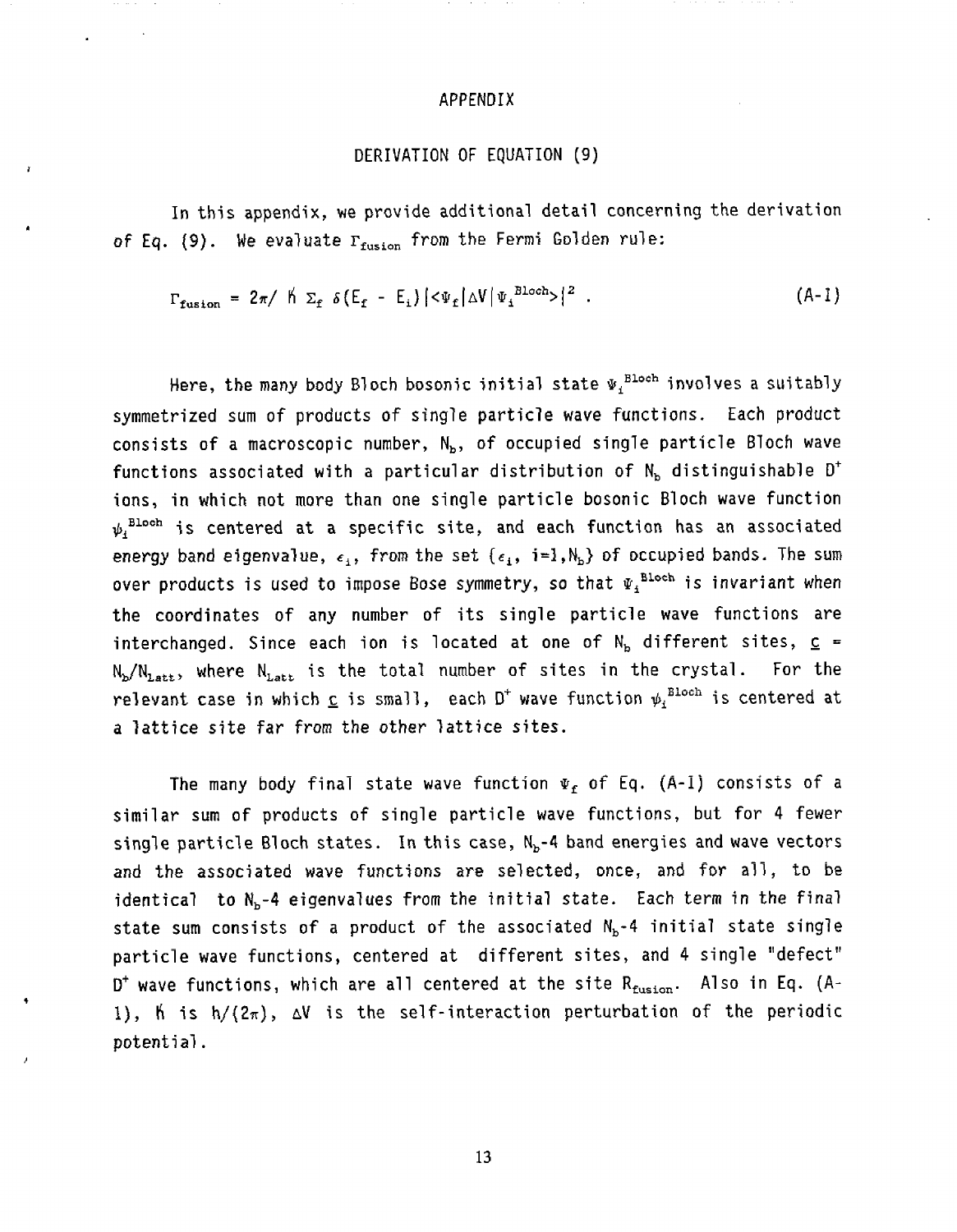# APPENDIX

## DERIVATION OF EQUATION (9)

In this appendix, we provide additional detail concerning the derivation of Eq. (9). We evaluate $\Gamma_{fusion}$ from the Fermi Golden rule:

$$\Gamma_{fusion} = 2\pi/\hbar \; \Sigma_f \; \delta(E_f - E_i) \, |\langle\Psi_f|\Delta V|\Psi_i^{Bloch}\rangle|^2 \; . \tag{A-1}$$

Here, the many body Bloch bosonic initial state $\Psi_i^{Bloch}$ involves a suitably symmetrized sum of products of single particle wave functions. Each product consists of a macroscopic number, $N_b$, of occupied single particle Bloch wave functions associated with a particular distribution of $N_b$ distinguishable $D^+$ ions, in which not more than one single particle bosonic Bloch wave function $\psi_i^{Bloch}$ is centered at a specific site, and each function has an associated energy band eigenvalue, $\epsilon_i$, from the set $\{\epsilon_i, \; i=1,N_b\}$ of occupied bands. The sum over products is used to impose Bose symmetry, so that $\Psi_i^{Bloch}$ is invariant when the coordinates of any number of its single particle wave functions are interchanged. Since each ion is located at one of $N_b$ different sites, $\underline{c} = N_b/N_{Latt}$, where $N_{Latt}$ is the total number of sites in the crystal. For the relevant case in which $\underline{c}$ is small, each $D^+$ wave function $\psi_i^{Bloch}$ is centered at a lattice site far from the other lattice sites.

The many body final state wave function $\Psi_f$ of Eq. (A-1) consists of a similar sum of products of single particle wave functions, but for 4 fewer single particle Bloch states. In this case, $N_b$-4 band energies and wave vectors and the associated wave functions are selected, once, and for all, to be identical to $N_b$-4 eigenvalues from the initial state. Each term in the final state sum consists of a product of the associated $N_b$-4 initial state single particle wave functions, centered at different sites, and 4 single "defect" $D^+$ wave functions, which are all centered at the site $R_{fusion}$. Also in Eq. (A-1), $\hbar$ is $h/(2\pi)$, $\Delta V$ is the self-interaction perturbation of the periodic potential.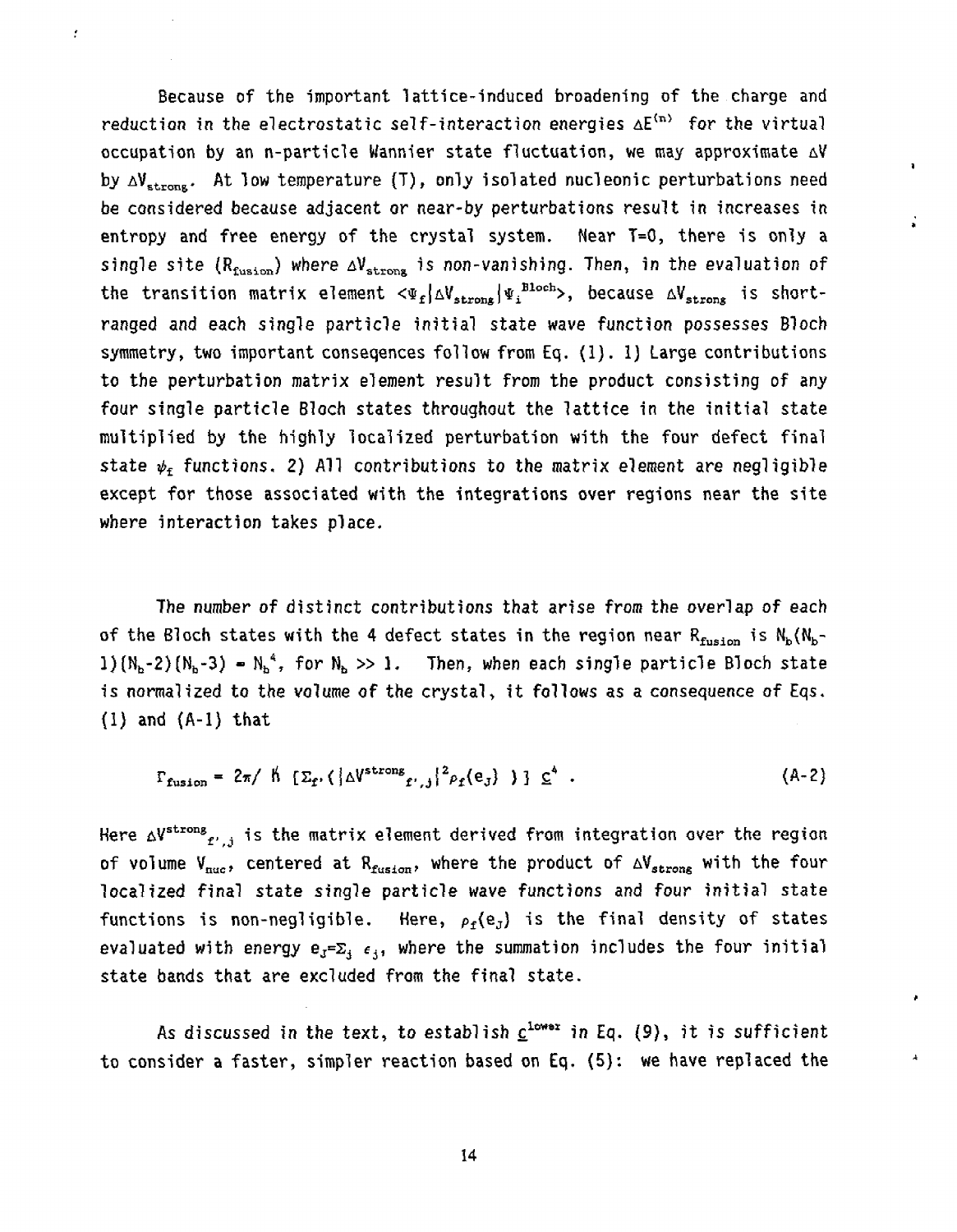Because of the important lattice-induced broadening of the charge and reduction in the electrostatic self-interaction energies $\Delta E^{(n)}$ for the virtual occupation by an n-particle Wannier state fluctuation, we may approximate $\Delta V$ by $\Delta V_{strong}$. At low temperature (T), only isolated nucleonic perturbations need be considered because adjacent or near-by perturbations result in increases in entropy and free energy of the crystal system. Near T=0, there is only a single site ($R_{fusion}$) where $\Delta V_{strong}$ is non-vanishing. Then, in the evaluation of the transition matrix element $<\Psi_f|\Delta V_{strong}|\Psi_i^{Bloch}>$, because $\Delta V_{strong}$ is short-ranged and each single particle initial state wave function possesses Bloch symmetry, two important conseqences follow from Eq. (1). 1) Large contributions to the perturbation matrix element result from the product consisting of any four single particle Bloch states throughout the lattice in the initial state multiplied by the highly localized perturbation with the four defect final state $\psi_f$ functions. 2) All contributions to the matrix element are negligible except for those associated with the integrations over regions near the site where interaction takes place.

The number of distinct contributions that arise from the overlap of each of the Bloch states with the 4 defect states in the region near $R_{fusion}$ is $N_b(N_b-1)(N_b-2)(N_b-3) = N_b^4$, for $N_b >> 1$. Then, when each single particle Bloch state is normalized to the volume of the crystal, it follows as a consequence of Eqs. (1) and (A-1) that

$$\Gamma_{fusion} = 2\pi/\hbar \; [\Sigma_{f'}(|\Delta V^{strong}{}_{f',j}|^2 \rho_f(e_J)\;)\;]\; \underline{c}^4 \;. \qquad \text{(A-2)}$$

Here $\Delta V^{strong}{}_{f',j}$ is the matrix element derived from integration over the region of volume $V_{nuc}$, centered at $R_{fusion}$, where the product of $\Delta V_{strong}$ with the four localized final state single particle wave functions and four initial state functions is non-negligible. Here, $\rho_f(e_J)$ is the final density of states evaluated with energy $e_J = \Sigma_j \epsilon_j$, where the summation includes the four initial state bands that are excluded from the final state.

As discussed in the text, to establish $\underline{c}^{lower}$ in Eq. (9), it is sufficient to consider a faster, simpler reaction based on Eq. (5): we have replaced the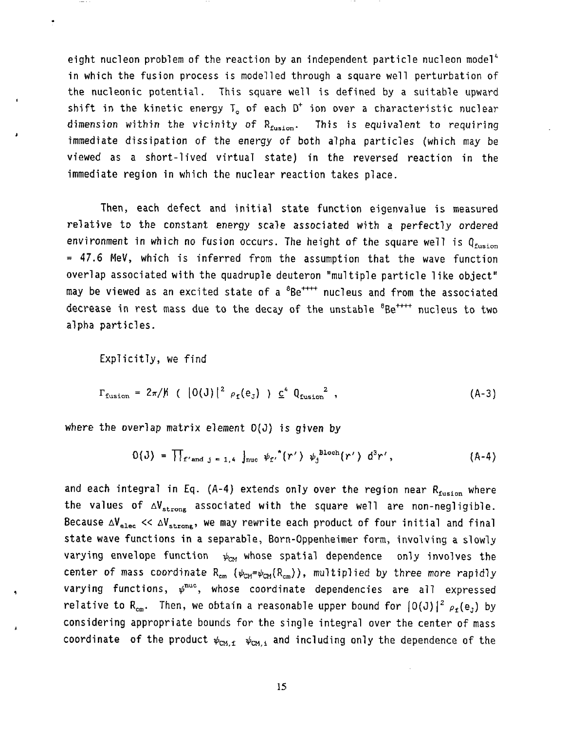eight nucleon problem of the reaction by an independent particle nucleon model[4] in which the fusion process is modelled through a square well perturbation of the nucleonic potential. This square well is defined by a suitable upward shift in the kinetic energy $T_o$ of each $D^+$ ion over a characteristic nuclear dimension within the vicinity of $R_{fusion}$. This is equivalent to requiring immediate dissipation of the energy of both alpha particles (which may be viewed as a short-lived virtual state) in the reversed reaction in the immediate region in which the nuclear reaction takes place.

Then, each defect and initial state function eigenvalue is measured relative to the constant energy scale associated with a perfectly ordered environment in which no fusion occurs. The height of the square well is $Q_{fusion} = 47.6$ MeV, which is inferred from the assumption that the wave function overlap associated with the quadruple deuteron "multiple particle like object" may be viewed as an excited state of a $^8Be^{++++}$ nucleus and from the associated decrease in rest mass due to the decay of the unstable $^8Be^{++++}$ nucleus to two alpha particles.

Explicitly, we find

$$\Gamma_{fusion} = 2\pi/\hbar \;(\; |O(J)|^2 \; \rho_f(e_J) \;)\; \underline{c}^4 \; Q_{fusion}^{\;2} \;, \tag{A-3}$$

where the overlap matrix element $O(J)$ is given by

$$O(J) = \prod\nolimits_{f' \text{and } j = 1,4} \int_{nuc} \psi_{f'}^{\;*}(r') \; \psi_j^{\;Bloch}(r') \; d^3r' , \tag{A-4}$$

and each integral in Eq. (A-4) extends only over the region near $R_{fusion}$ where the values of $\Delta V_{strong}$ associated with the square well are non-negligible. Because $\Delta V_{elec} << \Delta V_{strong}$, we may rewrite each product of four initial and final state wave functions in a separable, Born-Oppenheimer form, involving a slowly varying envelope function $\psi_{CM}$ whose spatial dependence only involves the center of mass coordinate $R_{cm}$ ($\psi_{CM}=\psi_{CM}(R_{cm})$), multiplied by three more rapidly varying functions, $\psi^{nuc}$, whose coordinate dependencies are all expressed relative to $R_{cm}$. Then, we obtain a reasonable upper bound for $|O(J)|^2 \; \rho_f(e_J)$ by considering appropriate bounds for the single integral over the center of mass coordinate of the product $\psi_{CM,f} \;\; \psi_{CM,i}$ and including only the dependence of the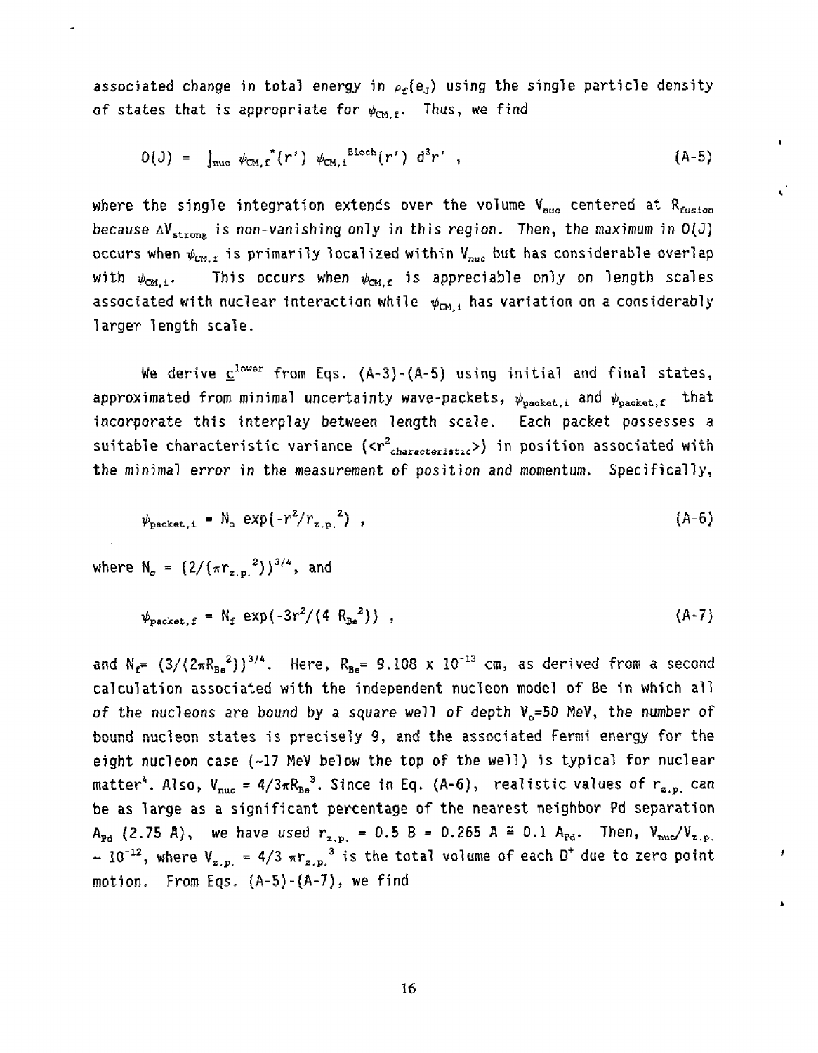associated change in total energy in $\rho_f(e_J)$ using the single particle density of states that is appropriate for $\psi_{CM,f}$. Thus, we find

$$O(J) = \int_{nuc} \psi_{CM,f}^*(r') \, \psi_{CM,i}^{Bloch}(r') \, d^3r' \, , \tag{A-5}$$

where the single integration extends over the volume $V_{nuc}$ centered at $R_{fusion}$ because $\Delta V_{strong}$ is non-vanishing only in this region. Then, the maximum in $O(J)$ occurs when $\psi_{CM,f}$ is primarily localized within $V_{nuc}$ but has considerable overlap with $\psi_{CM,i}$. This occurs when $\psi_{CM,f}$ is appreciable only on length scales associated with nuclear interaction while $\psi_{CM,i}$ has variation on a considerably larger length scale.

We derive $\underline{c}^{lower}$ from Eqs. (A-3)-(A-5) using initial and final states, approximated from minimal uncertainty wave-packets, $\psi_{packet,i}$ and $\psi_{packet,f}$ that incorporate this interplay between length scale. Each packet possesses a suitable characteristic variance ($\langle r^2_{characteristic}\rangle$) in position associated with the minimal error in the measurement of position and momentum. Specifically,

$$\psi_{packet,i} = N_o \exp(-r^2/r_{z.p.}^2) \, , \tag{A-6}$$

where $N_o = (2/(\pi r_{z.p.}^2))^{3/4}$, and

$$\psi_{packet,f} = N_f \exp(-3r^2/(4 \, R_{Be}^2)) \, , \tag{A-7}$$

and $N_f = (3/(2\pi R_{Be}^2))^{3/4}$. Here, $R_{Be} = 9.108 \times 10^{-13}$ cm, as derived from a second calculation associated with the independent nucleon model of Be in which all of the nucleons are bound by a square well of depth $V_o$=50 MeV, the number of bound nucleon states is precisely 9, and the associated Fermi energy for the eight nucleon case (~17 MeV below the top of the well) is typical for nuclear matter[4]. Also, $V_{nuc} = 4/3 \pi R_{Be}^3$. Since in Eq. (A-6), realistic values of $r_{z.p.}$ can be as large as a significant percentage of the nearest neighbor Pd separation $A_{Pd}$ (2.75 Å), we have used $r_{z.p.}$ = 0.5 B = 0.265 Å ≅ 0.1 $A_{Pd}$. Then, $V_{nuc}/V_{z.p.} \sim 10^{-12}$, where $V_{z.p.} = 4/3 \, \pi r_{z.p.}^3$ is the total volume of each $D^+$ due to zero point motion. From Eqs. (A-5)-(A-7), we find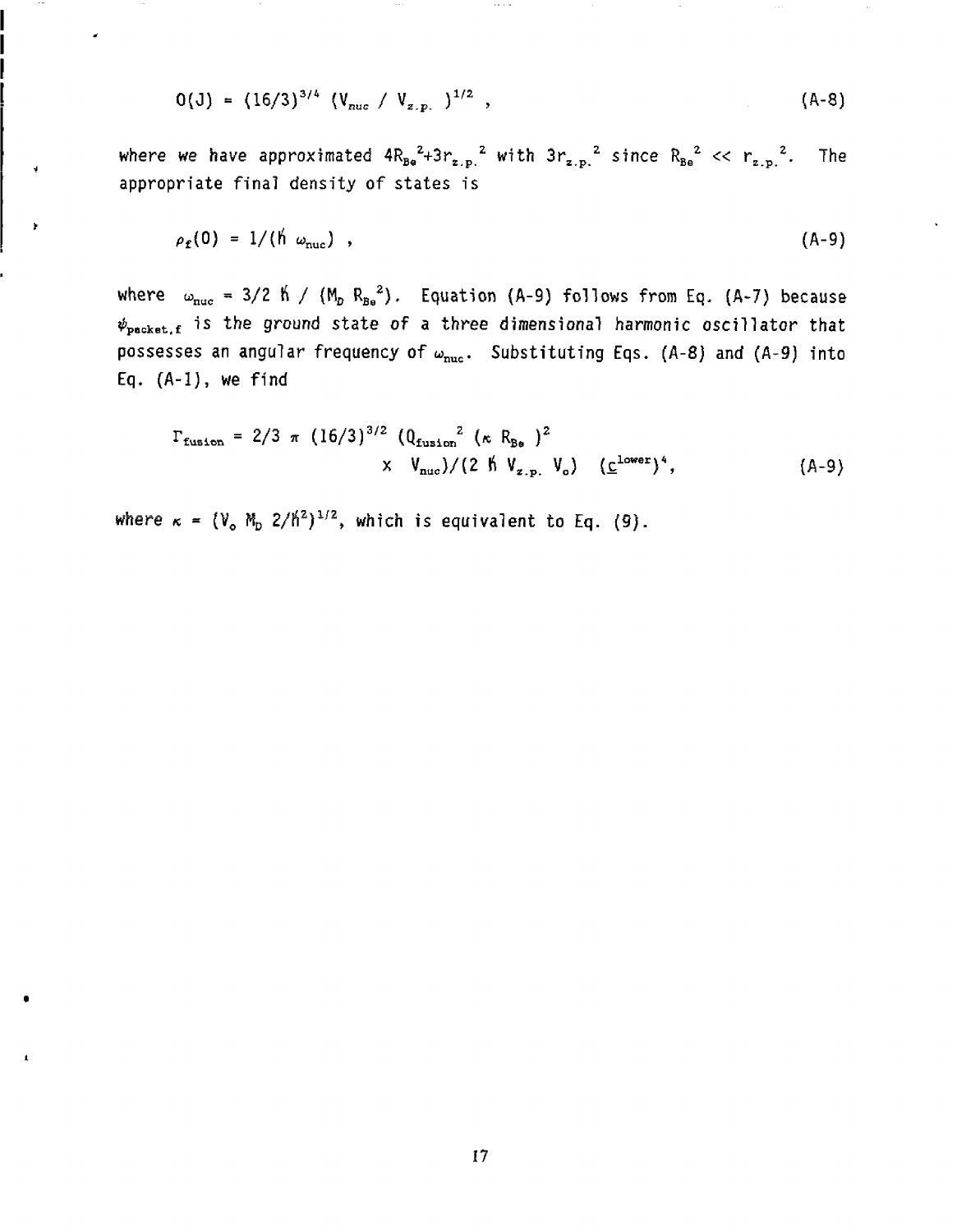$$O(J) = (16/3)^{3/4} \, (V_{nuc} / V_{z.p.})^{1/2} \, , \tag{A-8}$$

where we have approximated $4R_{Be}^2+3r_{z.p.}^2$ with $3r_{z.p.}^2$ since $R_{Be}^2 << r_{z.p.}^2$. The appropriate final density of states is

$$\rho_f(0) = 1/(\hbar \, \omega_{nuc}) \, , \tag{A-9}$$

where $\omega_{nuc} = 3/2 \, \hbar \, / \, (M_D \, R_{Be}^2)$. Equation (A-9) follows from Eq. (A-7) because $\psi_{packet,f}$ *is the ground state of a three dimensional harmonic oscillator* that possesses an angular frequency of $\omega_{nuc}$. Substituting Eqs. (A-8) and (A-9) into Eq. (A-1), we find

$$\Gamma_{fusion} = 2/3 \, \pi \, (16/3)^{3/2} \, (Q_{fusion}^{\;2} \, (\kappa \, R_{Be})^2 \times V_{nuc})/(2 \, \hbar \, V_{z.p.} \, V_o) \quad (\underline{c}^{lower})^4, \tag{A-9}$$

where $\kappa = (V_o \, M_D \, 2/\hbar^2)^{1/2}$, which is equivalent to Eq. (9).